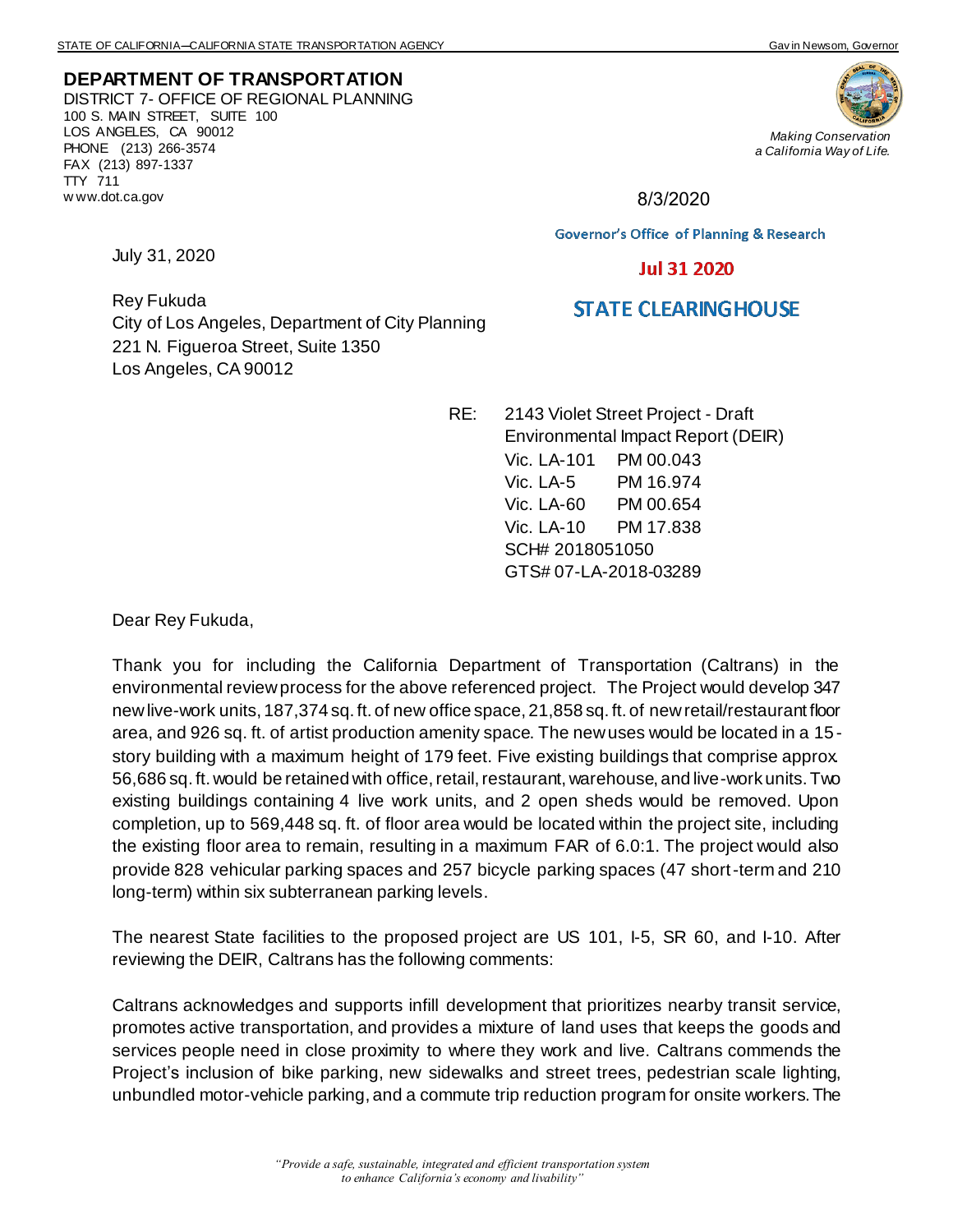STATE OF CALIFORNIA—CALIFORNIA STATE TRANSPORTATION AGENCY Gavin Newsom, Governor

**DEPARTMENT OF TRANSPORTATION**
DISTRICT 7- OFFICE OF REGIONAL PLANNING
100 S. MAIN STREET, SUITE 100
LOS ANGELES, CA 90012
PHONE (213) 266-3574
FAX (213) 897-1337
TTY 711
www.dot.ca.gov

*Making Conservation a California Way of Life.*

8/3/2020

Governor's Office of Planning & Research

Jul 31 2020

STATE CLEARINGHOUSE

July 31, 2020

Rey Fukuda
City of Los Angeles, Department of City Planning
221 N. Figueroa Street, Suite 1350
Los Angeles, CA 90012

RE: 2143 Violet Street Project - Draft Environmental Impact Report (DEIR)
Vic. LA-101 PM 00.043
Vic. LA-5 PM 16.974
Vic. LA-60 PM 00.654
Vic. LA-10 PM 17.838
SCH# 2018051050
GTS# 07-LA-2018-03289

Dear Rey Fukuda,

Thank you for including the California Department of Transportation (Caltrans) in the environmental review process for the above referenced project. The Project would develop 347 new live-work units, 187,374 sq. ft. of new office space, 21,858 sq. ft. of new retail/restaurant floor area, and 926 sq. ft. of artist production amenity space. The new uses would be located in a 15-story building with a maximum height of 179 feet. Five existing buildings that comprise approx. 56,686 sq. ft. would be retained with office, retail, restaurant, warehouse, and live-work units. Two existing buildings containing 4 live work units, and 2 open sheds would be removed. Upon completion, up to 569,448 sq. ft. of floor area would be located within the project site, including the existing floor area to remain, resulting in a maximum FAR of 6.0:1. The project would also provide 828 vehicular parking spaces and 257 bicycle parking spaces (47 short-term and 210 long-term) within six subterranean parking levels.

The nearest State facilities to the proposed project are US 101, I-5, SR 60, and I-10. After reviewing the DEIR, Caltrans has the following comments:

Caltrans acknowledges and supports infill development that prioritizes nearby transit service, promotes active transportation, and provides a mixture of land uses that keeps the goods and services people need in close proximity to where they work and live. Caltrans commends the Project's inclusion of bike parking, new sidewalks and street trees, pedestrian scale lighting, unbundled motor-vehicle parking, and a commute trip reduction program for onsite workers. The

*"Provide a safe, sustainable, integrated and efficient transportation system to enhance California's economy and livability"*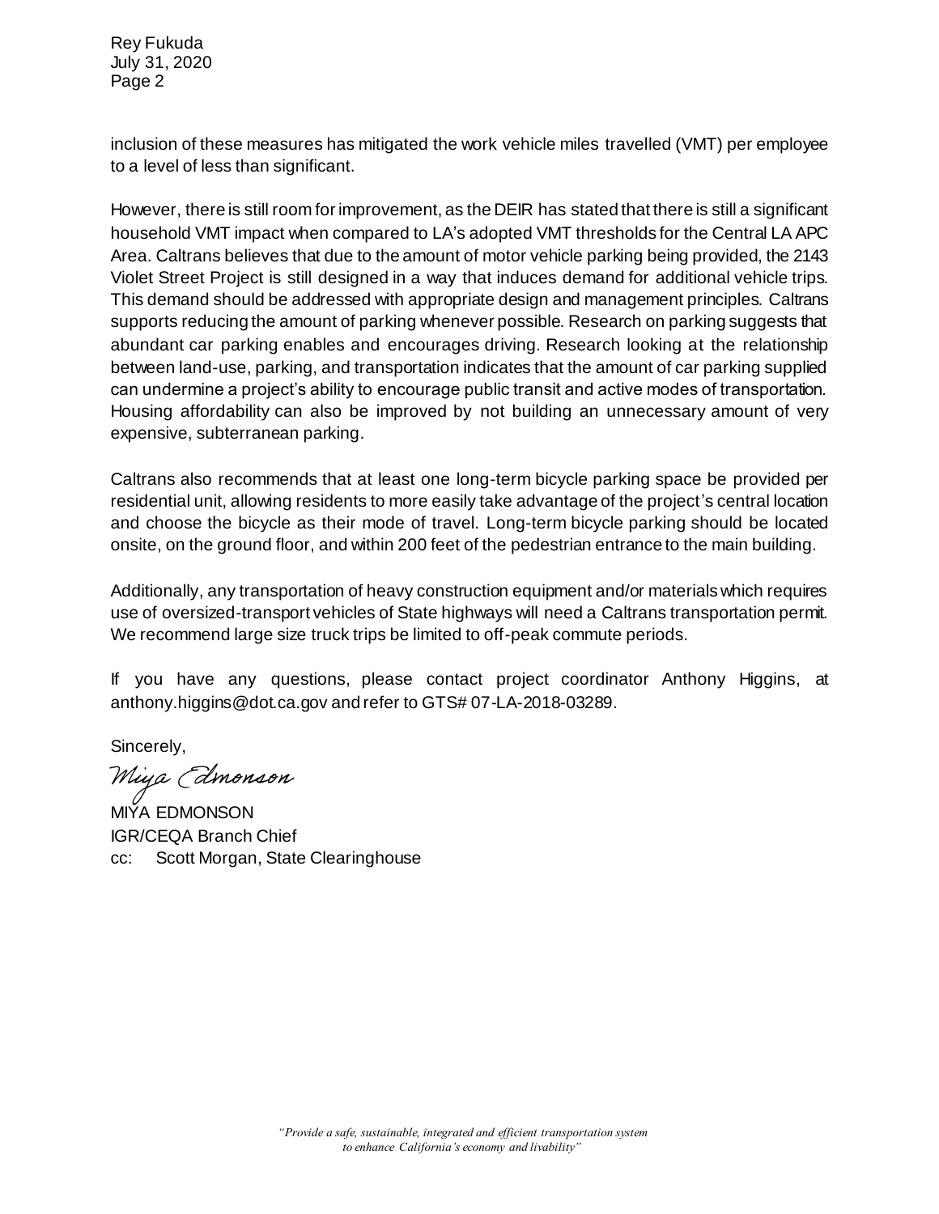inclusion of these measures has mitigated the work vehicle miles travelled (VMT) per employee to a level of less than significant.

However, there is still room for improvement, as the DEIR has stated that there is still a significant household VMT impact when compared to LA's adopted VMT thresholds for the Central LA APC Area. Caltrans believes that due to the amount of motor vehicle parking being provided, the 2143 Violet Street Project is still designed in a way that induces demand for additional vehicle trips. This demand should be addressed with appropriate design and management principles. Caltrans supports reducing the amount of parking whenever possible. Research on parking suggests that abundant car parking enables and encourages driving. Research looking at the relationship between land-use, parking, and transportation indicates that the amount of car parking supplied can undermine a project's ability to encourage public transit and active modes of transportation. Housing affordability can also be improved by not building an unnecessary amount of very expensive, subterranean parking.

Caltrans also recommends that at least one long-term bicycle parking space be provided per residential unit, allowing residents to more easily take advantage of the project's central location and choose the bicycle as their mode of travel. Long-term bicycle parking should be located onsite, on the ground floor, and within 200 feet of the pedestrian entrance to the main building.

Additionally, any transportation of heavy construction equipment and/or materials which requires use of oversized-transport vehicles of State highways will need a Caltrans transportation permit. We recommend large size truck trips be limited to off-peak commute periods.

If you have any questions, please contact project coordinator Anthony Higgins, at anthony.higgins@dot.ca.gov and refer to GTS# 07-LA-2018-03289.

Sincerely,

*Miya Edmonson*

MIYA EDMONSON
IGR/CEQA Branch Chief

cc: Scott Morgan, State Clearinghouse